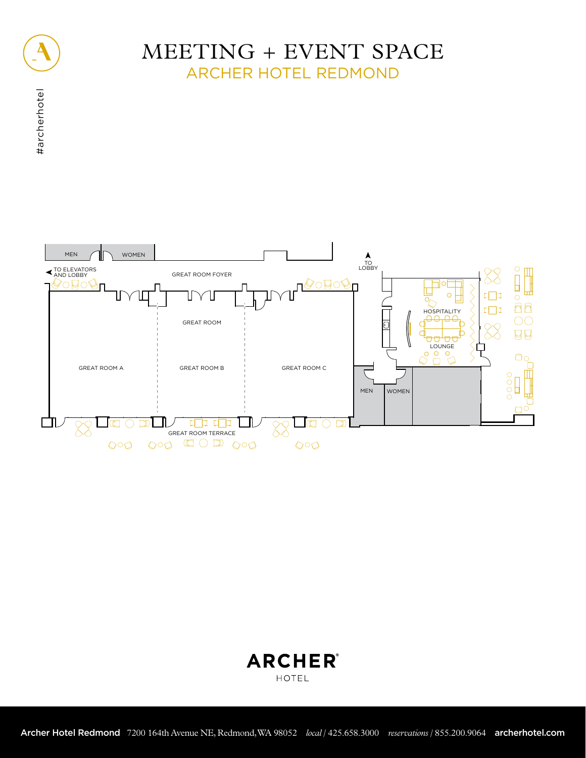# MEETING + EVENT SPACE

## ARCHER HOTEL REDMOND

#archerhotel

MEN

WOMEN

TO ELEVATORS AND LOBBY

GREAT ROOM FOYER

TO LOBBY

GREAT ROOM

GREAT ROOM A

GREAT ROOM B

GREAT ROOM C

HOSPITALITY

LOUNGE

MEN

WOMEN

GREAT ROOM TERRACE

**ARCHER**® HOTEL

**Archer Hotel Redmond** 7200 164th Avenue NE, Redmond, WA 98052 *local* / 425.658.3000 *reservations* / 855.200.9064 **archerhotel.com**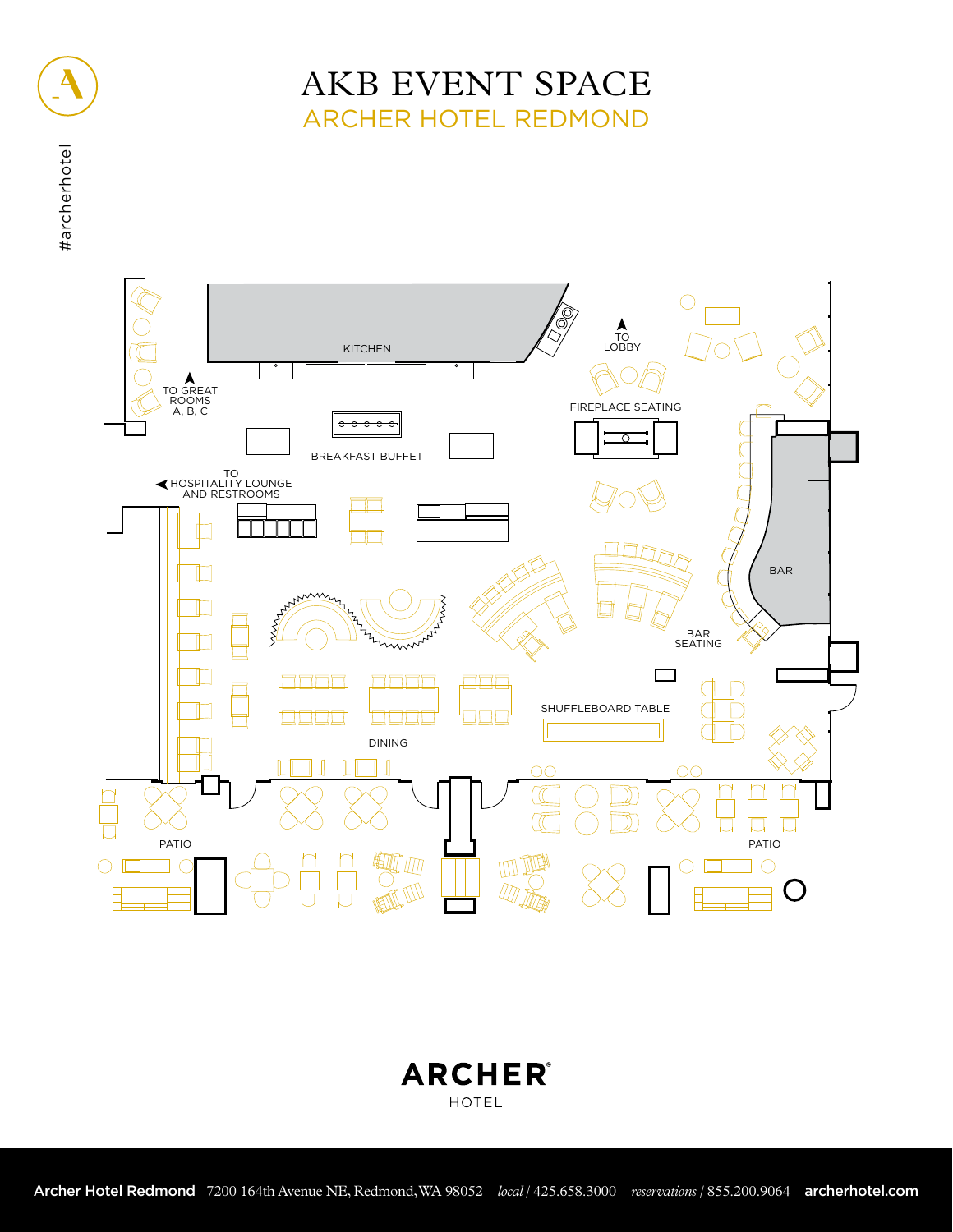# AKB EVENT SPACE

## ARCHER HOTEL REDMOND

#archerhotel

KITCHEN

TO LOBBY

TO GREAT ROOMS A, B, C

FIREPLACE SEATING

BREAKFAST BUFFET

TO HOSPITALITY LOUNGE AND RESTROOMS

BAR

BAR SEATING

SHUFFLEBOARD TABLE

DINING

PATIO

PATIO

**ARCHER**® HOTEL

**Archer Hotel Redmond** 7200 164th Avenue NE, Redmond, WA 98052 *local* / 425.658.3000 *reservations* / 855.200.9064 **archerhotel.com**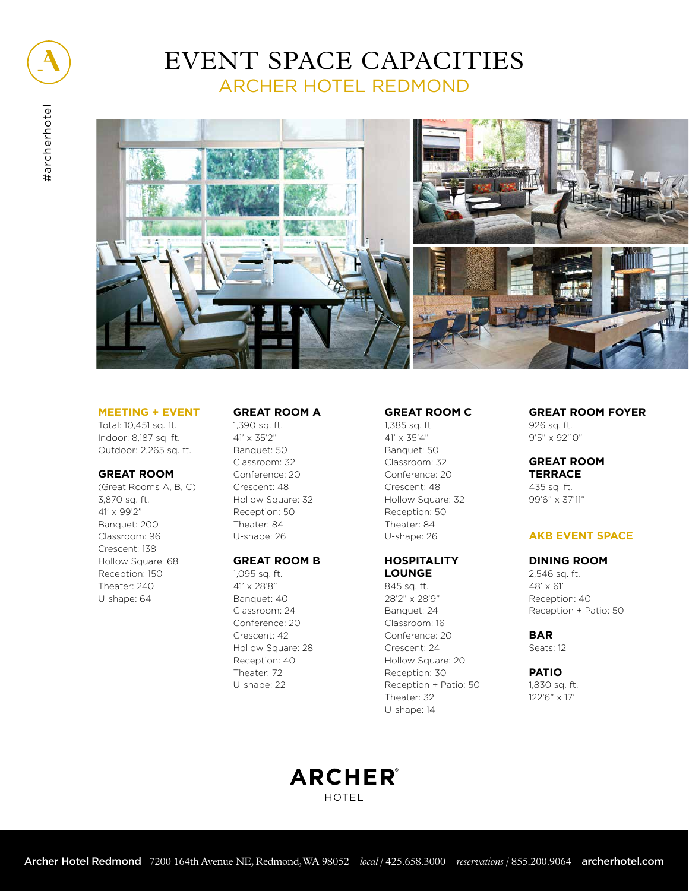# EVENT SPACE CAPACITIES

## ARCHER HOTEL REDMOND

#archerhotel

### MEETING + EVENT

Total: 10,451 sq. ft.
Indoor: 8,187 sq. ft.
Outdoor: 2,265 sq. ft.

**GREAT ROOM**
(Great Rooms A, B, C)
3,870 sq. ft.
41' x 99'2"
Banquet: 200
Classroom: 96
Crescent: 138
Hollow Square: 68
Reception: 150
Theater: 240
U-shape: 64

**GREAT ROOM A**
1,390 sq. ft.
41' x 35'2"
Banquet: 50
Classroom: 32
Conference: 20
Crescent: 48
Hollow Square: 32
Reception: 50
Theater: 84
U-shape: 26

**GREAT ROOM B**
1,095 sq. ft.
41' x 28'8"
Banquet: 40
Classroom: 24
Conference: 20
Crescent: 42
Hollow Square: 28
Reception: 40
Theater: 72
U-shape: 22

**GREAT ROOM C**
1,385 sq. ft.
41' x 35'4"
Banquet: 50
Classroom: 32
Conference: 20
Crescent: 48
Hollow Square: 32
Reception: 50
Theater: 84
U-shape: 26

**HOSPITALITY LOUNGE**
845 sq. ft.
28'2" x 28'9"
Banquet: 24
Classroom: 16
Conference: 20
Crescent: 24
Hollow Square: 20
Reception: 30
Reception + Patio: 50
Theater: 32
U-shape: 14

**GREAT ROOM FOYER**
926 sq. ft.
9'5" x 92'10"

**GREAT ROOM TERRACE**
435 sq. ft.
99'6" x 37'11"

### AKB EVENT SPACE

**DINING ROOM**
2,546 sq. ft.
48' x 61'
Reception: 40
Reception + Patio: 50

**BAR**
Seats: 12

**PATIO**
1,830 sq. ft.
122'6" x 17'

ARCHER® HOTEL

**Archer Hotel Redmond** 7200 164th Avenue NE, Redmond, WA 98052 *local* / 425.658.3000 *reservations* / 855.200.9064 **archerhotel.com**